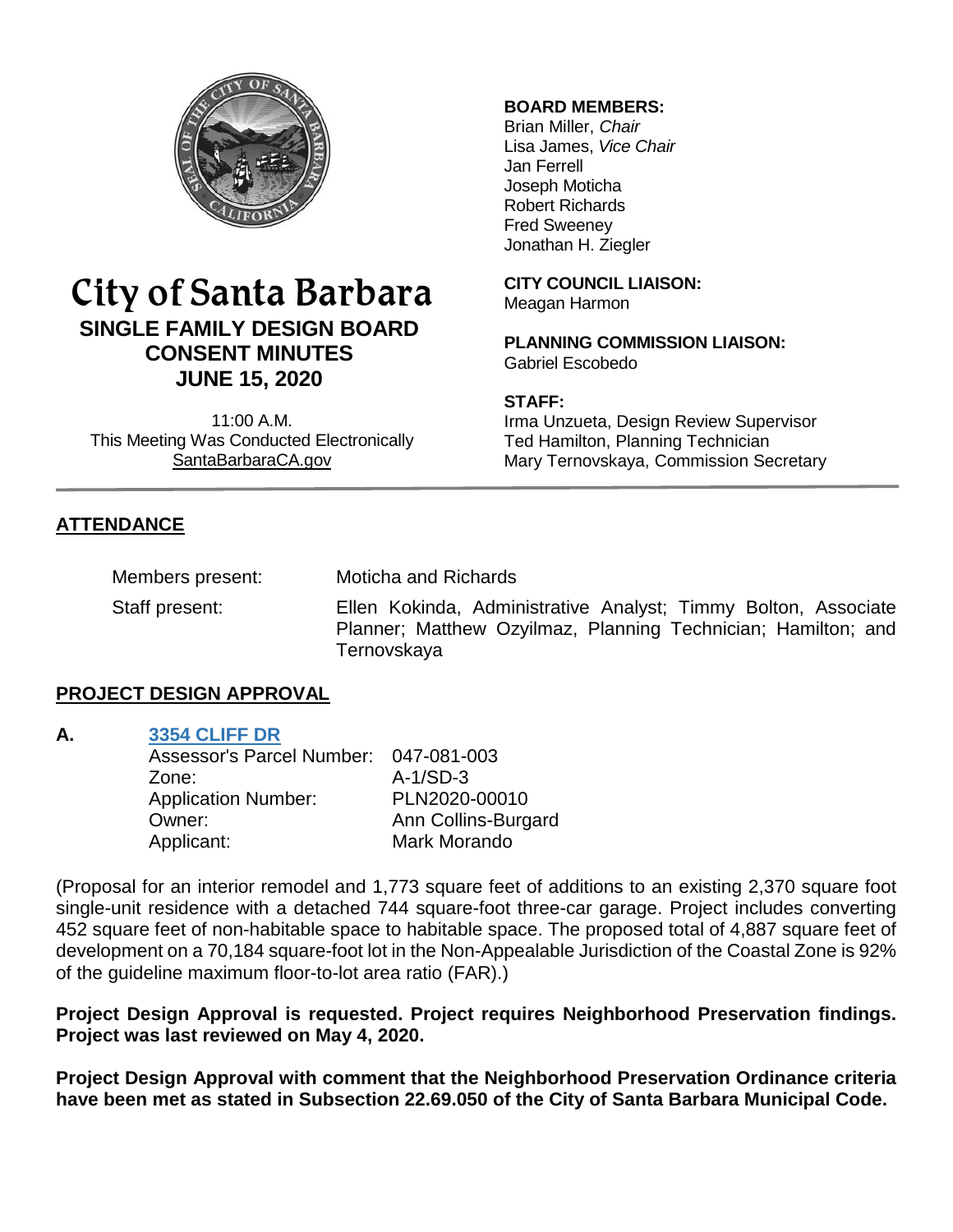# City of Santa Barbara

## SINGLE FAMILY DESIGN BOARD CONSENT MINUTES

## JUNE 15, 2020

11:00 A.M.
This Meeting Was Conducted Electronically
SantaBarbaraCA.gov

**BOARD MEMBERS:**
Brian Miller, *Chair*
Lisa James, *Vice Chair*
Jan Ferrell
Joseph Moticha
Robert Richards
Fred Sweeney
Jonathan H. Ziegler

**CITY COUNCIL LIAISON:**
Meagan Harmon

**PLANNING COMMISSION LIAISON:**
Gabriel Escobedo

**STAFF:**
Irma Unzueta, Design Review Supervisor
Ted Hamilton, Planning Technician
Mary Ternovskaya, Commission Secretary

## ATTENDANCE

Members present: Moticha and Richards

Staff present: Ellen Kokinda, Administrative Analyst; Timmy Bolton, Associate Planner; Matthew Ozyilmaz, Planning Technician; Hamilton; and Ternovskaya

## PROJECT DESIGN APPROVAL

**A. 3354 CLIFF DR**

Assessor's Parcel Number: 047-081-003
Zone: A-1/SD-3
Application Number: PLN2020-00010
Owner: Ann Collins-Burgard
Applicant: Mark Morando

(Proposal for an interior remodel and 1,773 square feet of additions to an existing 2,370 square foot single-unit residence with a detached 744 square-foot three-car garage. Project includes converting 452 square feet of non-habitable space to habitable space. The proposed total of 4,887 square feet of development on a 70,184 square-foot lot in the Non-Appealable Jurisdiction of the Coastal Zone is 92% of the guideline maximum floor-to-lot area ratio (FAR).)

**Project Design Approval is requested. Project requires Neighborhood Preservation findings. Project was last reviewed on May 4, 2020.**

**Project Design Approval with comment that the Neighborhood Preservation Ordinance criteria have been met as stated in Subsection 22.69.050 of the City of Santa Barbara Municipal Code.**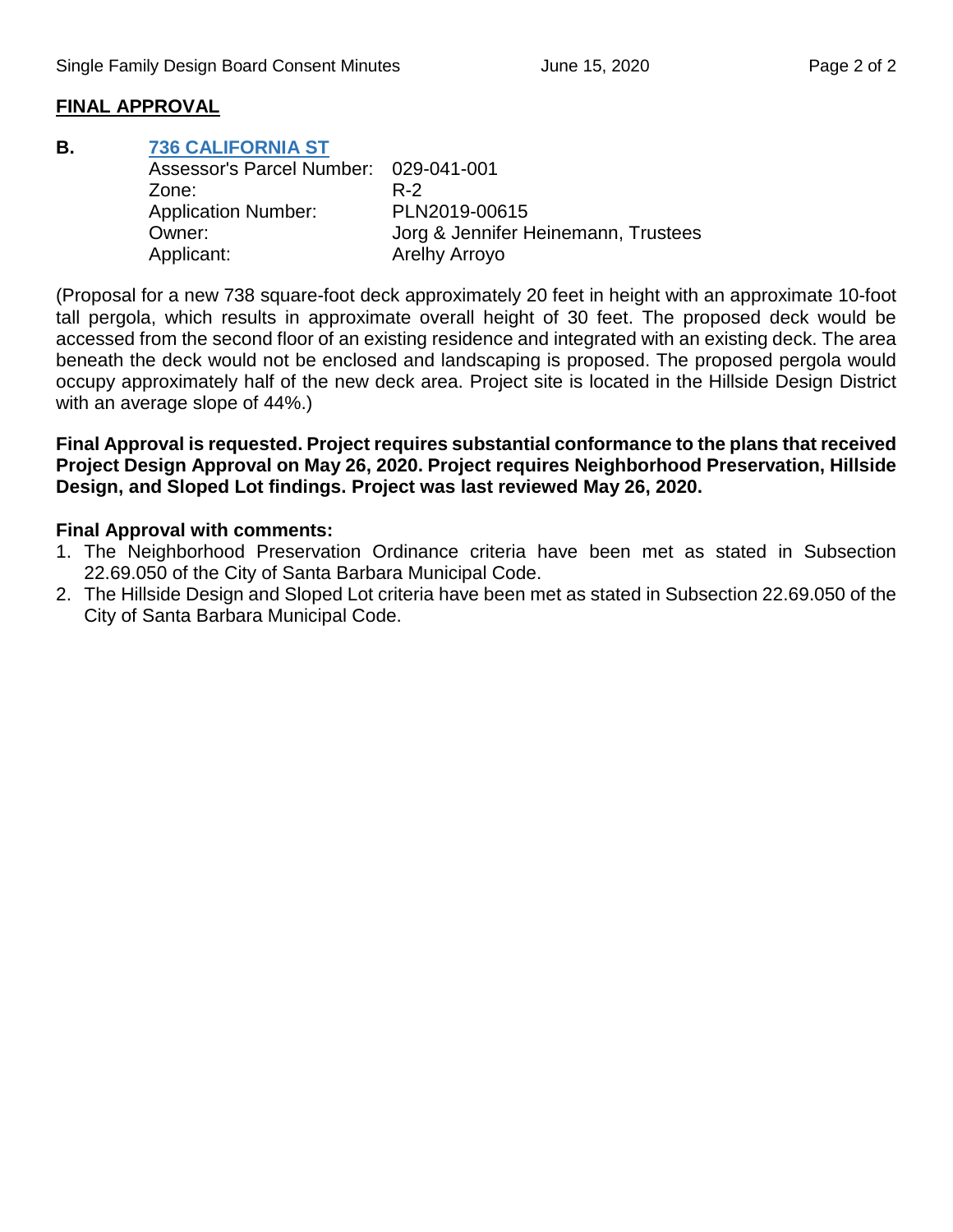## FINAL APPROVAL

**B. 736 CALIFORNIA ST**

| | |
|---|---|
| Assessor's Parcel Number: | 029-041-001 |
| Zone: | R-2 |
| Application Number: | PLN2019-00615 |
| Owner: | Jorg & Jennifer Heinemann, Trustees |
| Applicant: | Arelhy Arroyo |

(Proposal for a new 738 square-foot deck approximately 20 feet in height with an approximate 10-foot tall pergola, which results in approximate overall height of 30 feet. The proposed deck would be accessed from the second floor of an existing residence and integrated with an existing deck. The area beneath the deck would not be enclosed and landscaping is proposed. The proposed pergola would occupy approximately half of the new deck area. Project site is located in the Hillside Design District with an average slope of 44%.)

**Final Approval is requested. Project requires substantial conformance to the plans that received Project Design Approval on May 26, 2020. Project requires Neighborhood Preservation, Hillside Design, and Sloped Lot findings. Project was last reviewed May 26, 2020.**

**Final Approval with comments:**

1. The Neighborhood Preservation Ordinance criteria have been met as stated in Subsection 22.69.050 of the City of Santa Barbara Municipal Code.
2. The Hillside Design and Sloped Lot criteria have been met as stated in Subsection 22.69.050 of the City of Santa Barbara Municipal Code.